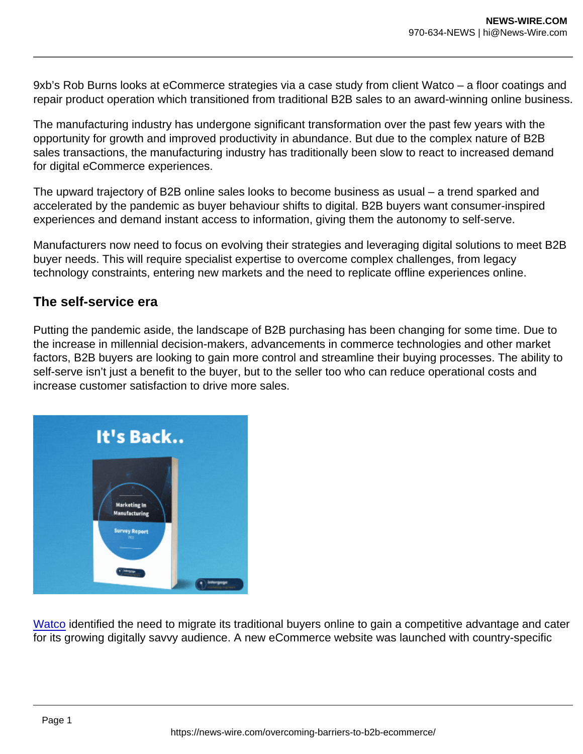9xb's Rob Burns looks at eCommerce strategies via a case study from client Watco – a floor coatings and repair product operation which transitioned from traditional B2B sales to an award-winning online business.

The manufacturing industry has undergone significant transformation over the past few years with the opportunity for growth and improved productivity in abundance. But due to the complex nature of B2B sales transactions, the manufacturing industry has traditionally been slow to react to increased demand for digital eCommerce experiences.

The upward trajectory of B2B online sales looks to become business as usual – a trend sparked and accelerated by the pandemic as buyer behaviour shifts to digital. B2B buyers want consumer-inspired experiences and demand instant access to information, giving them the autonomy to self-serve.

Manufacturers now need to focus on evolving their strategies and leveraging digital solutions to meet B2B buyer needs. This will require specialist expertise to overcome complex challenges, from legacy technology constraints, entering new markets and the need to replicate offline experiences online.

## The self-service era

Putting the pandemic aside, the landscape of B2B purchasing has been changing for some time. Due to the increase in millennial decision-makers, advancements in commerce technologies and other market factors, B2B buyers are looking to gain more control and streamline their buying processes. The ability to self-serve isn't just a benefit to the buyer, but to the seller too who can reduce operational costs and increase customer satisfaction to drive more sales.

[Watco](#) identified the need to migrate its traditional buyers online to gain a competitive advantage and cater for its growing digitally savvy audience. A new eCommerce website was launched with country-specific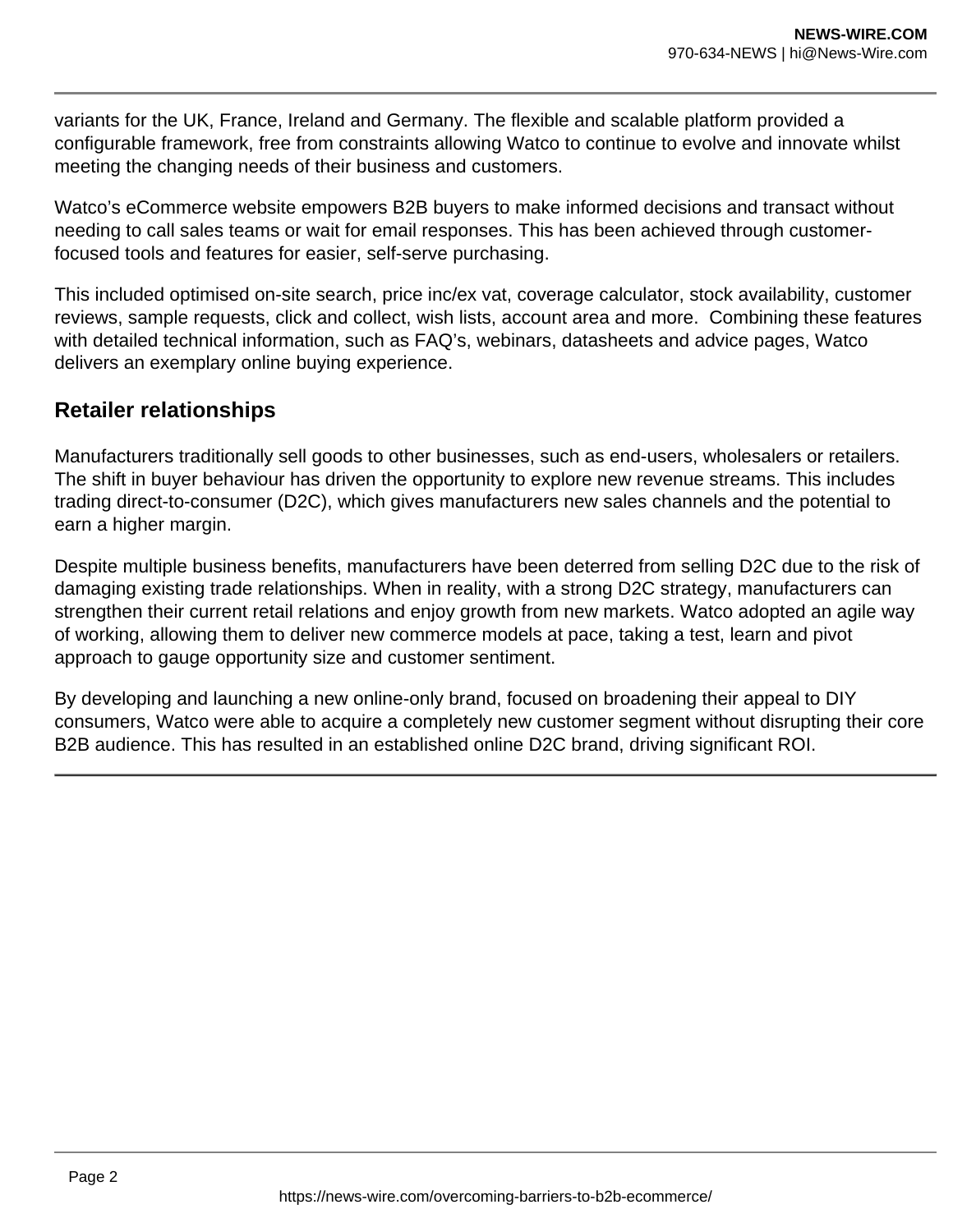variants for the UK, France, Ireland and Germany. The flexible and scalable platform provided a configurable framework, free from constraints allowing Watco to continue to evolve and innovate whilst meeting the changing needs of their business and customers.

Watco's eCommerce website empowers B2B buyers to make informed decisions and transact without needing to call sales teams or wait for email responses. This has been achieved through customer-focused tools and features for easier, self-serve purchasing.

This included optimised on-site search, price inc/ex vat, coverage calculator, stock availability, customer reviews, sample requests, click and collect, wish lists, account area and more.  Combining these features with detailed technical information, such as FAQ's, webinars, datasheets and advice pages, Watco delivers an exemplary online buying experience.

## Retailer relationships

Manufacturers traditionally sell goods to other businesses, such as end-users, wholesalers or retailers. The shift in buyer behaviour has driven the opportunity to explore new revenue streams. This includes trading direct-to-consumer (D2C), which gives manufacturers new sales channels and the potential to earn a higher margin.

Despite multiple business benefits, manufacturers have been deterred from selling D2C due to the risk of damaging existing trade relationships. When in reality, with a strong D2C strategy, manufacturers can strengthen their current retail relations and enjoy growth from new markets. Watco adopted an agile way of working, allowing them to deliver new commerce models at pace, taking a test, learn and pivot approach to gauge opportunity size and customer sentiment.

By developing and launching a new online-only brand, focused on broadening their appeal to DIY consumers, Watco were able to acquire a completely new customer segment without disrupting their core B2B audience. This has resulted in an established online D2C brand, driving significant ROI.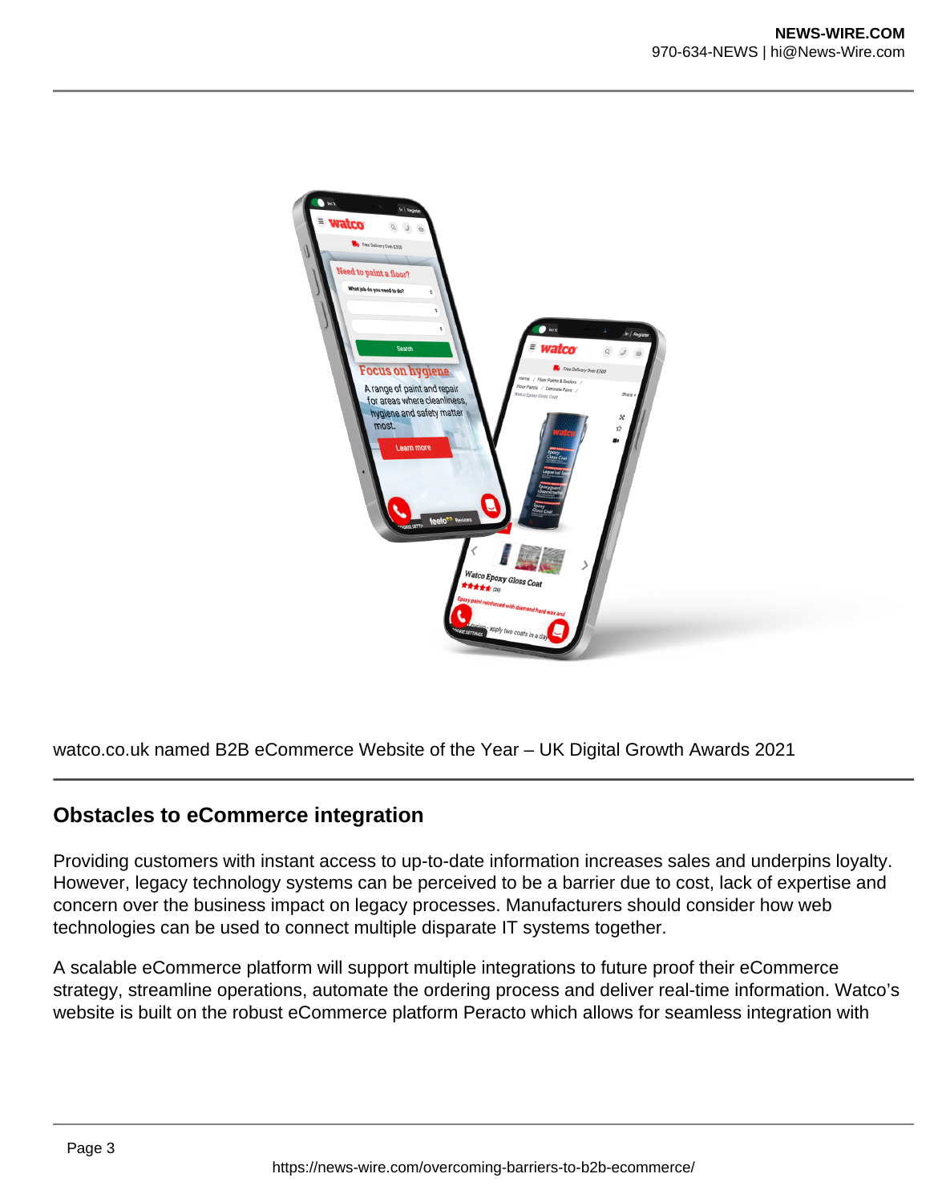watco.co.uk named B2B eCommerce Website of the Year – UK Digital Growth Awards 2021

## Obstacles to eCommerce integration

Providing customers with instant access to up-to-date information increases sales and underpins loyalty. However, legacy technology systems can be perceived to be a barrier due to cost, lack of expertise and concern over the business impact on legacy processes. Manufacturers should consider how web technologies can be used to connect multiple disparate IT systems together.

A scalable eCommerce platform will support multiple integrations to future proof their eCommerce strategy, streamline operations, automate the ordering process and deliver real-time information. Watco's website is built on the robust eCommerce platform Peracto which allows for seamless integration with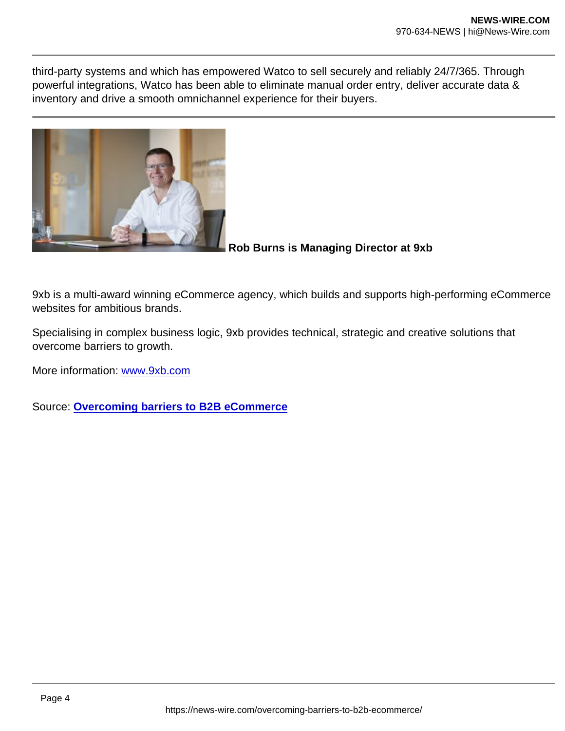third-party systems and which has empowered Watco to sell securely and reliably 24/7/365. Through powerful integrations, Watco has been able to eliminate manual order entry, deliver accurate data & inventory and drive a smooth omnichannel experience for their buyers.

**Rob Burns is Managing Director at 9xb**

9xb is a multi-award winning eCommerce agency, which builds and supports high-performing eCommerce websites for ambitious brands.

Specialising in complex business logic, 9xb provides technical, strategic and creative solutions that overcome barriers to growth.

More information: [www.9xb.com](www.9xb.com)

Source: **Overcoming barriers to B2B eCommerce**